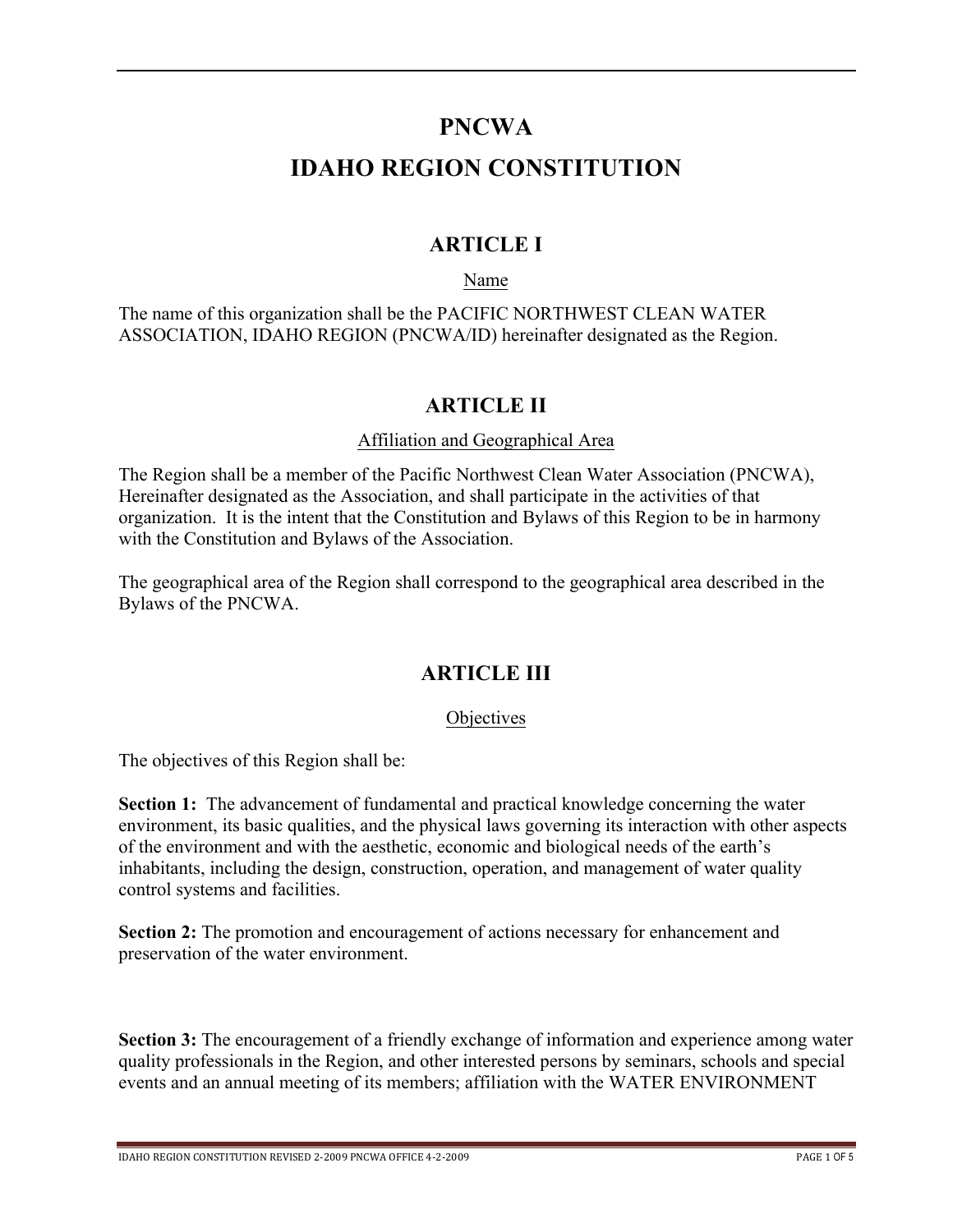# PNCWA

# IDAHO REGION CONSTITUTION

## ARTICLE I

Name

The name of this organization shall be the PACIFIC NORTHWEST CLEAN WATER ASSOCIATION, IDAHO REGION (PNCWA/ID) hereinafter designated as the Region.

## ARTICLE II

Affiliation and Geographical Area

The Region shall be a member of the Pacific Northwest Clean Water Association (PNCWA), Hereinafter designated as the Association, and shall participate in the activities of that organization. It is the intent that the Constitution and Bylaws of this Region to be in harmony with the Constitution and Bylaws of the Association.

The geographical area of the Region shall correspond to the geographical area described in the Bylaws of the PNCWA.

## ARTICLE III

Objectives

The objectives of this Region shall be:

**Section 1:** The advancement of fundamental and practical knowledge concerning the water environment, its basic qualities, and the physical laws governing its interaction with other aspects of the environment and with the aesthetic, economic and biological needs of the earth's inhabitants, including the design, construction, operation, and management of water quality control systems and facilities.

**Section 2:** The promotion and encouragement of actions necessary for enhancement and preservation of the water environment.

**Section 3:** The encouragement of a friendly exchange of information and experience among water quality professionals in the Region, and other interested persons by seminars, schools and special events and an annual meeting of its members; affiliation with the WATER ENVIRONMENT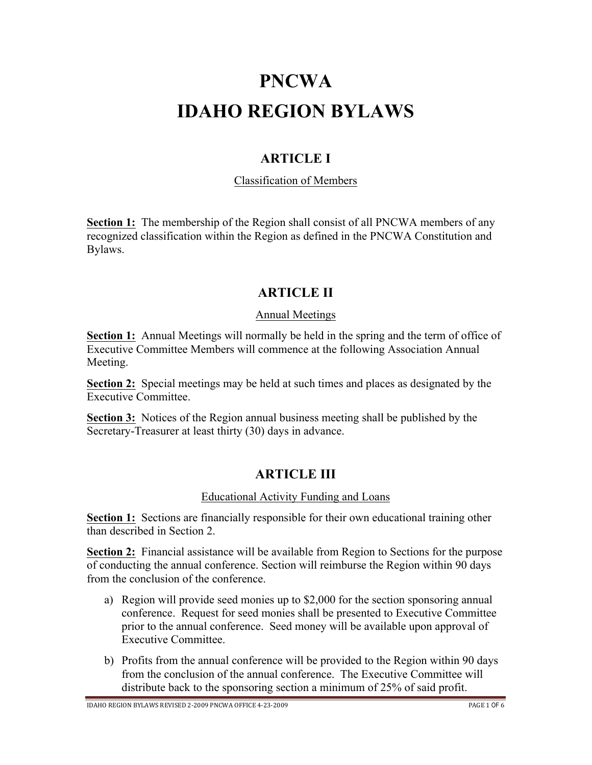# PNCWA
# IDAHO REGION BYLAWS

## ARTICLE I

Classification of Members

**Section 1:** The membership of the Region shall consist of all PNCWA members of any recognized classification within the Region as defined in the PNCWA Constitution and Bylaws.

## ARTICLE II

Annual Meetings

**Section 1:** Annual Meetings will normally be held in the spring and the term of office of Executive Committee Members will commence at the following Association Annual Meeting.

**Section 2:** Special meetings may be held at such times and places as designated by the Executive Committee.

**Section 3:** Notices of the Region annual business meeting shall be published by the Secretary-Treasurer at least thirty (30) days in advance.

## ARTICLE III

Educational Activity Funding and Loans

**Section 1:** Sections are financially responsible for their own educational training other than described in Section 2.

**Section 2:** Financial assistance will be available from Region to Sections for the purpose of conducting the annual conference. Section will reimburse the Region within 90 days from the conclusion of the conference.

a) Region will provide seed monies up to $2,000 for the section sponsoring annual conference. Request for seed monies shall be presented to Executive Committee prior to the annual conference. Seed money will be available upon approval of Executive Committee.

b) Profits from the annual conference will be provided to the Region within 90 days from the conclusion of the annual conference. The Executive Committee will distribute back to the sponsoring section a minimum of 25% of said profit.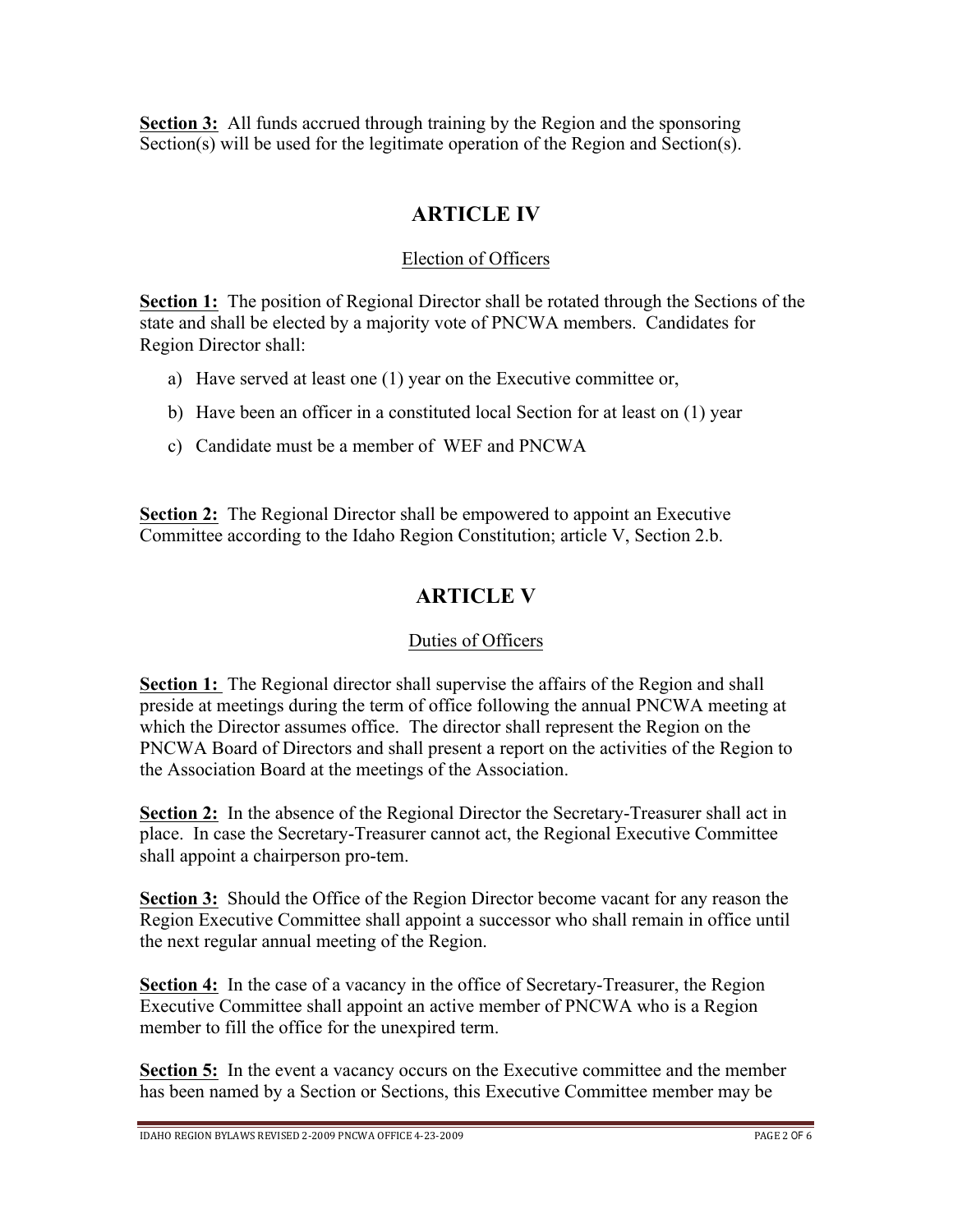**Section 3:** All funds accrued through training by the Region and the sponsoring Section(s) will be used for the legitimate operation of the Region and Section(s).

## ARTICLE IV

Election of Officers

**Section 1:** The position of Regional Director shall be rotated through the Sections of the state and shall be elected by a majority vote of PNCWA members. Candidates for Region Director shall:

a) Have served at least one (1) year on the Executive committee or,

b) Have been an officer in a constituted local Section for at least on (1) year

c) Candidate must be a member of WEF and PNCWA

**Section 2:** The Regional Director shall be empowered to appoint an Executive Committee according to the Idaho Region Constitution; article V, Section 2.b.

## ARTICLE V

Duties of Officers

**Section 1:** The Regional director shall supervise the affairs of the Region and shall preside at meetings during the term of office following the annual PNCWA meeting at which the Director assumes office. The director shall represent the Region on the PNCWA Board of Directors and shall present a report on the activities of the Region to the Association Board at the meetings of the Association.

**Section 2:** In the absence of the Regional Director the Secretary-Treasurer shall act in place. In case the Secretary-Treasurer cannot act, the Regional Executive Committee shall appoint a chairperson pro-tem.

**Section 3:** Should the Office of the Region Director become vacant for any reason the Region Executive Committee shall appoint a successor who shall remain in office until the next regular annual meeting of the Region.

**Section 4:** In the case of a vacancy in the office of Secretary-Treasurer, the Region Executive Committee shall appoint an active member of PNCWA who is a Region member to fill the office for the unexpired term.

**Section 5:** In the event a vacancy occurs on the Executive committee and the member has been named by a Section or Sections, this Executive Committee member may be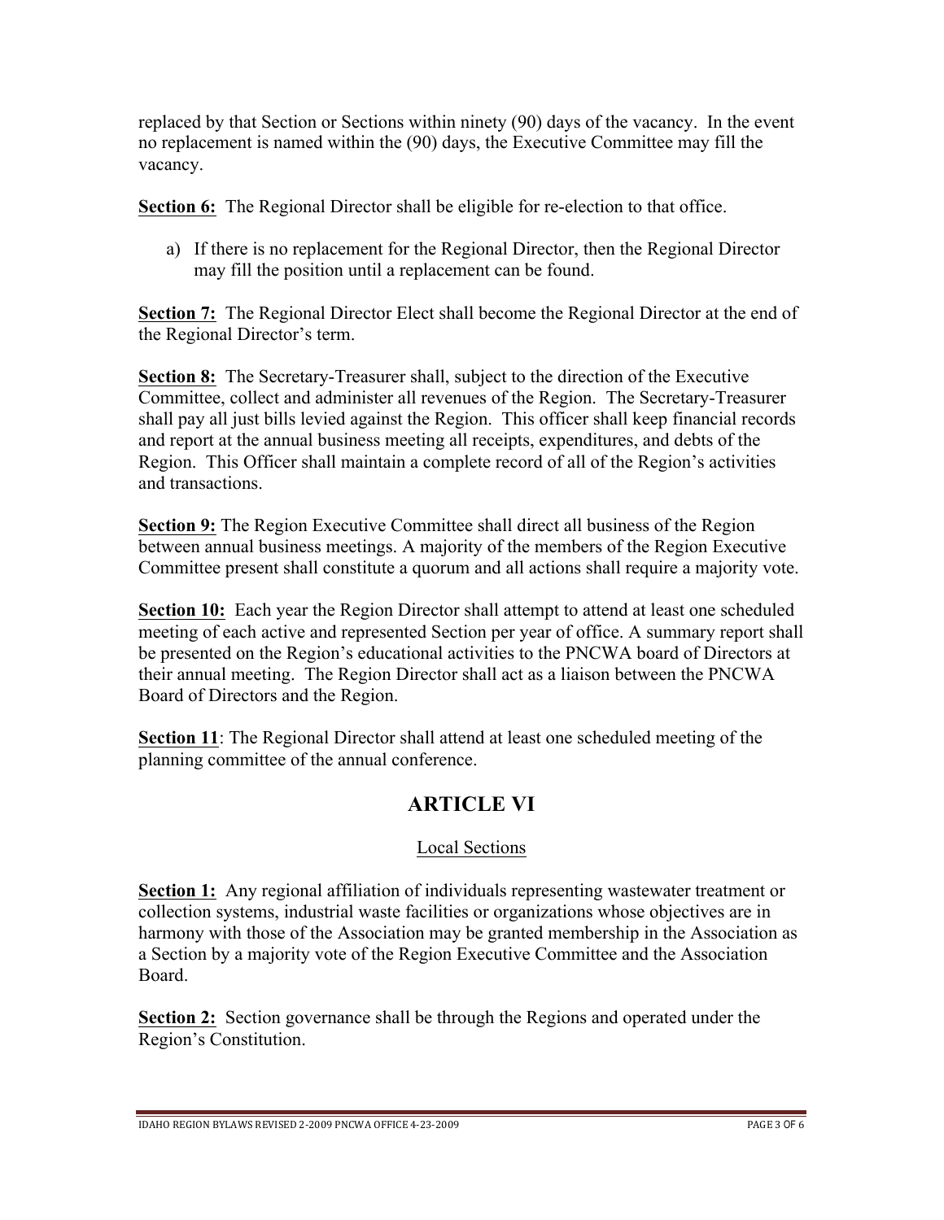replaced by that Section or Sections within ninety (90) days of the vacancy. In the event no replacement is named within the (90) days, the Executive Committee may fill the vacancy.

**Section 6:** The Regional Director shall be eligible for re-election to that office.

a) If there is no replacement for the Regional Director, then the Regional Director may fill the position until a replacement can be found.

**Section 7:** The Regional Director Elect shall become the Regional Director at the end of the Regional Director's term.

**Section 8:** The Secretary-Treasurer shall, subject to the direction of the Executive Committee, collect and administer all revenues of the Region. The Secretary-Treasurer shall pay all just bills levied against the Region. This officer shall keep financial records and report at the annual business meeting all receipts, expenditures, and debts of the Region. This Officer shall maintain a complete record of all of the Region's activities and transactions.

**Section 9:** The Region Executive Committee shall direct all business of the Region between annual business meetings. A majority of the members of the Region Executive Committee present shall constitute a quorum and all actions shall require a majority vote.

**Section 10:** Each year the Region Director shall attempt to attend at least one scheduled meeting of each active and represented Section per year of office. A summary report shall be presented on the Region's educational activities to the PNCWA board of Directors at their annual meeting. The Region Director shall act as a liaison between the PNCWA Board of Directors and the Region.

**Section 11**: The Regional Director shall attend at least one scheduled meeting of the planning committee of the annual conference.

# ARTICLE VI

## Local Sections

**Section 1:** Any regional affiliation of individuals representing wastewater treatment or collection systems, industrial waste facilities or organizations whose objectives are in harmony with those of the Association may be granted membership in the Association as a Section by a majority vote of the Region Executive Committee and the Association Board.

**Section 2:** Section governance shall be through the Regions and operated under the Region's Constitution.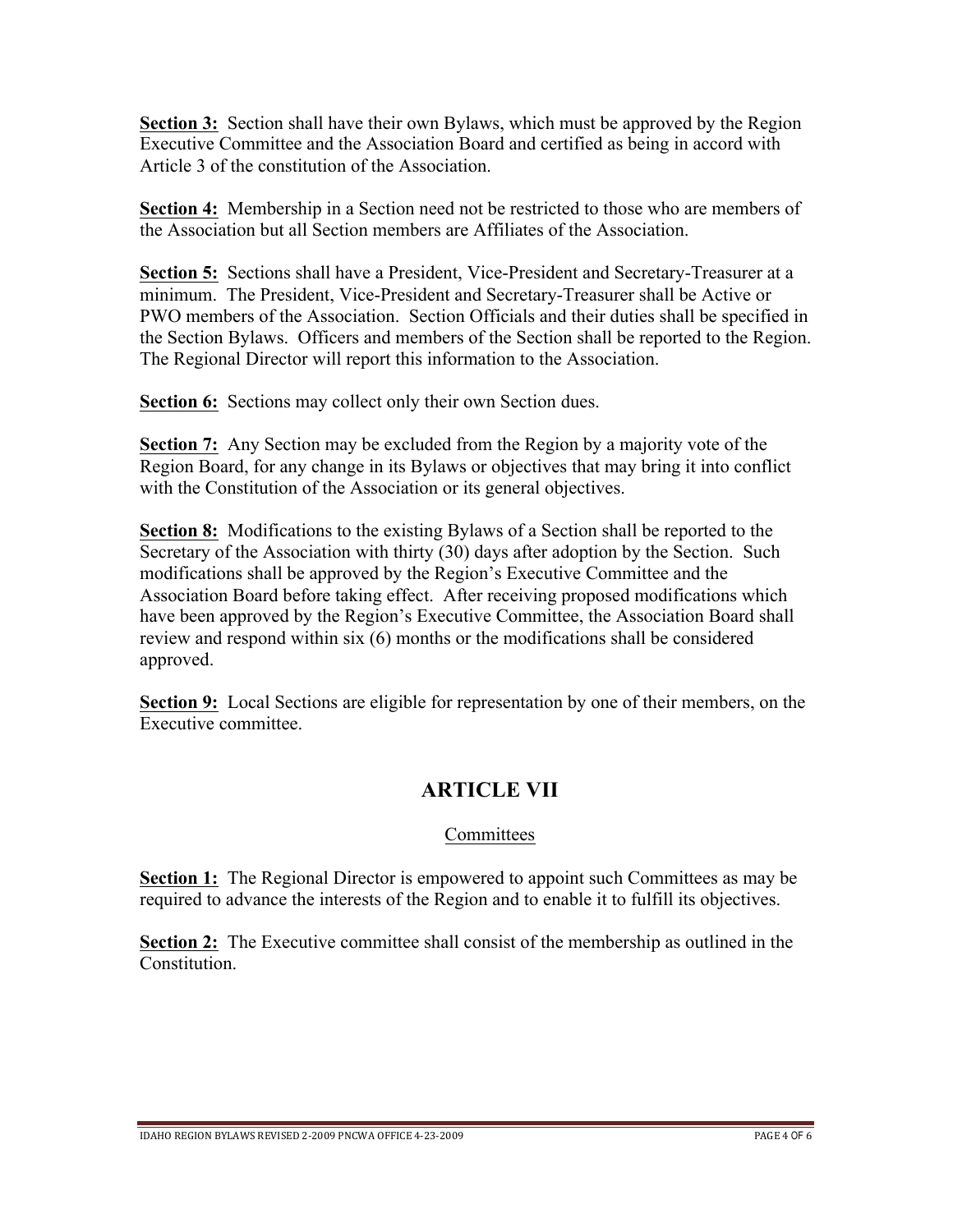**Section 3:** Section shall have their own Bylaws, which must be approved by the Region Executive Committee and the Association Board and certified as being in accord with Article 3 of the constitution of the Association.

**Section 4:** Membership in a Section need not be restricted to those who are members of the Association but all Section members are Affiliates of the Association.

**Section 5:** Sections shall have a President, Vice-President and Secretary-Treasurer at a minimum. The President, Vice-President and Secretary-Treasurer shall be Active or PWO members of the Association. Section Officials and their duties shall be specified in the Section Bylaws. Officers and members of the Section shall be reported to the Region. The Regional Director will report this information to the Association.

**Section 6:** Sections may collect only their own Section dues.

**Section 7:** Any Section may be excluded from the Region by a majority vote of the Region Board, for any change in its Bylaws or objectives that may bring it into conflict with the Constitution of the Association or its general objectives.

**Section 8:** Modifications to the existing Bylaws of a Section shall be reported to the Secretary of the Association with thirty (30) days after adoption by the Section. Such modifications shall be approved by the Region's Executive Committee and the Association Board before taking effect. After receiving proposed modifications which have been approved by the Region's Executive Committee, the Association Board shall review and respond within six (6) months or the modifications shall be considered approved.

**Section 9:** Local Sections are eligible for representation by one of their members, on the Executive committee.

## ARTICLE VII

Committees

**Section 1:** The Regional Director is empowered to appoint such Committees as may be required to advance the interests of the Region and to enable it to fulfill its objectives.

**Section 2:** The Executive committee shall consist of the membership as outlined in the Constitution.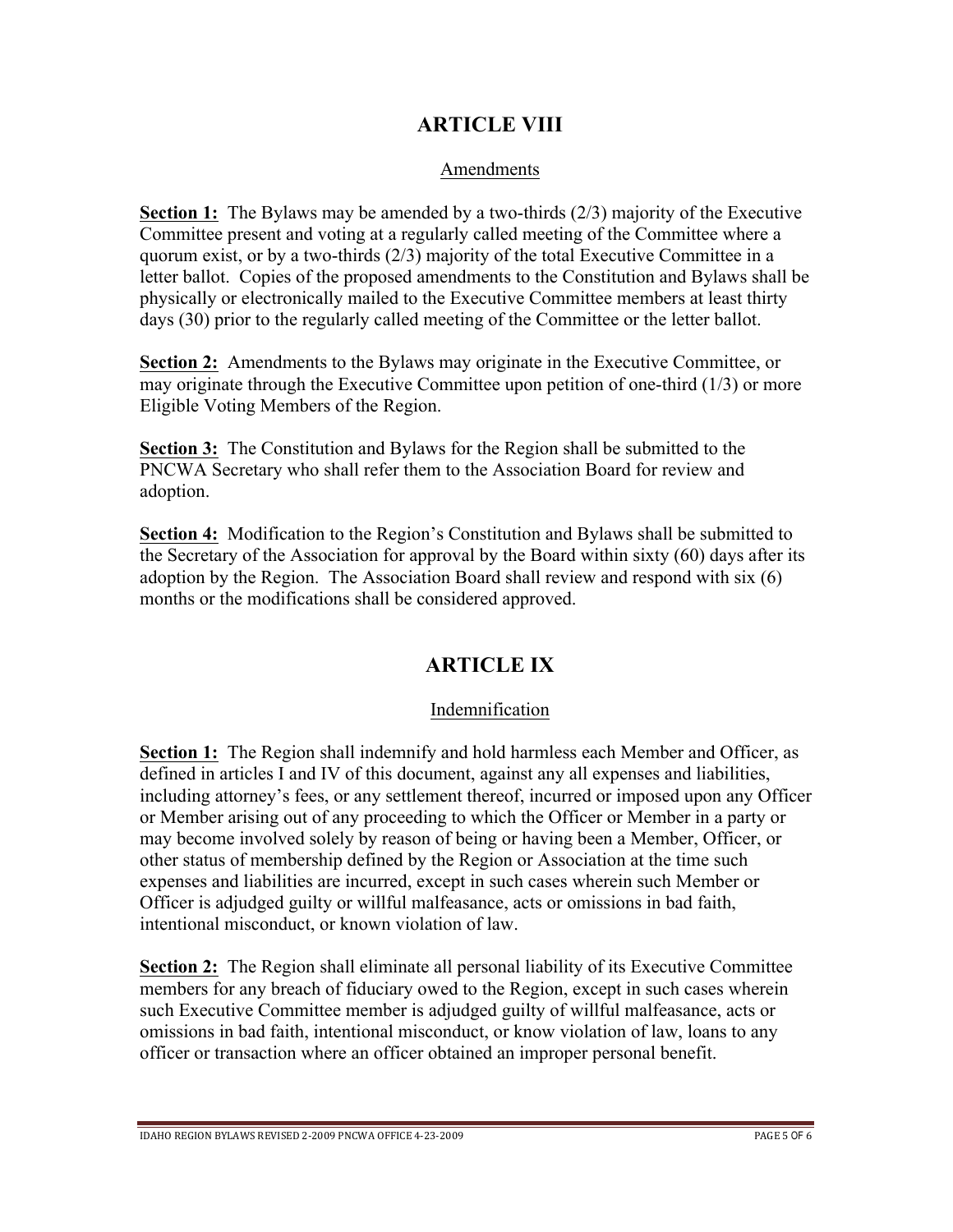# ARTICLE VIII

## Amendments

**Section 1:** The Bylaws may be amended by a two-thirds (2/3) majority of the Executive Committee present and voting at a regularly called meeting of the Committee where a quorum exist, or by a two-thirds (2/3) majority of the total Executive Committee in a letter ballot. Copies of the proposed amendments to the Constitution and Bylaws shall be physically or electronically mailed to the Executive Committee members at least thirty days (30) prior to the regularly called meeting of the Committee or the letter ballot.

**Section 2:** Amendments to the Bylaws may originate in the Executive Committee, or may originate through the Executive Committee upon petition of one-third (1/3) or more Eligible Voting Members of the Region.

**Section 3:** The Constitution and Bylaws for the Region shall be submitted to the PNCWA Secretary who shall refer them to the Association Board for review and adoption.

**Section 4:** Modification to the Region's Constitution and Bylaws shall be submitted to the Secretary of the Association for approval by the Board within sixty (60) days after its adoption by the Region. The Association Board shall review and respond with six (6) months or the modifications shall be considered approved.

# ARTICLE IX

## Indemnification

**Section 1:** The Region shall indemnify and hold harmless each Member and Officer, as defined in articles I and IV of this document, against any all expenses and liabilities, including attorney's fees, or any settlement thereof, incurred or imposed upon any Officer or Member arising out of any proceeding to which the Officer or Member in a party or may become involved solely by reason of being or having been a Member, Officer, or other status of membership defined by the Region or Association at the time such expenses and liabilities are incurred, except in such cases wherein such Member or Officer is adjudged guilty or willful malfeasance, acts or omissions in bad faith, intentional misconduct, or known violation of law.

**Section 2:** The Region shall eliminate all personal liability of its Executive Committee members for any breach of fiduciary owed to the Region, except in such cases wherein such Executive Committee member is adjudged guilty of willful malfeasance, acts or omissions in bad faith, intentional misconduct, or know violation of law, loans to any officer or transaction where an officer obtained an improper personal benefit.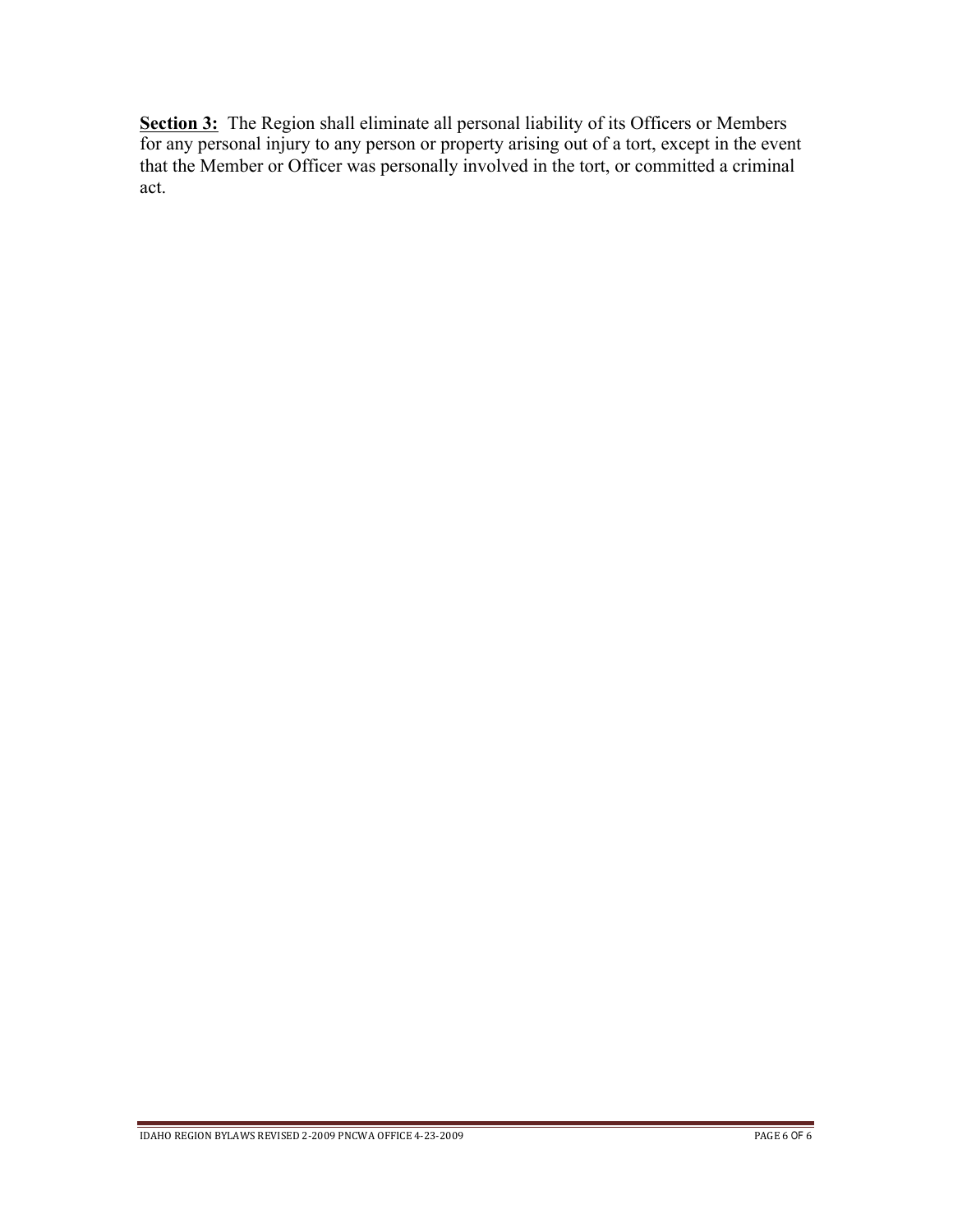**<u>Section 3:</u>** The Region shall eliminate all personal liability of its Officers or Members for any personal injury to any person or property arising out of a tort, except in the event that the Member or Officer was personally involved in the tort, or committed a criminal act.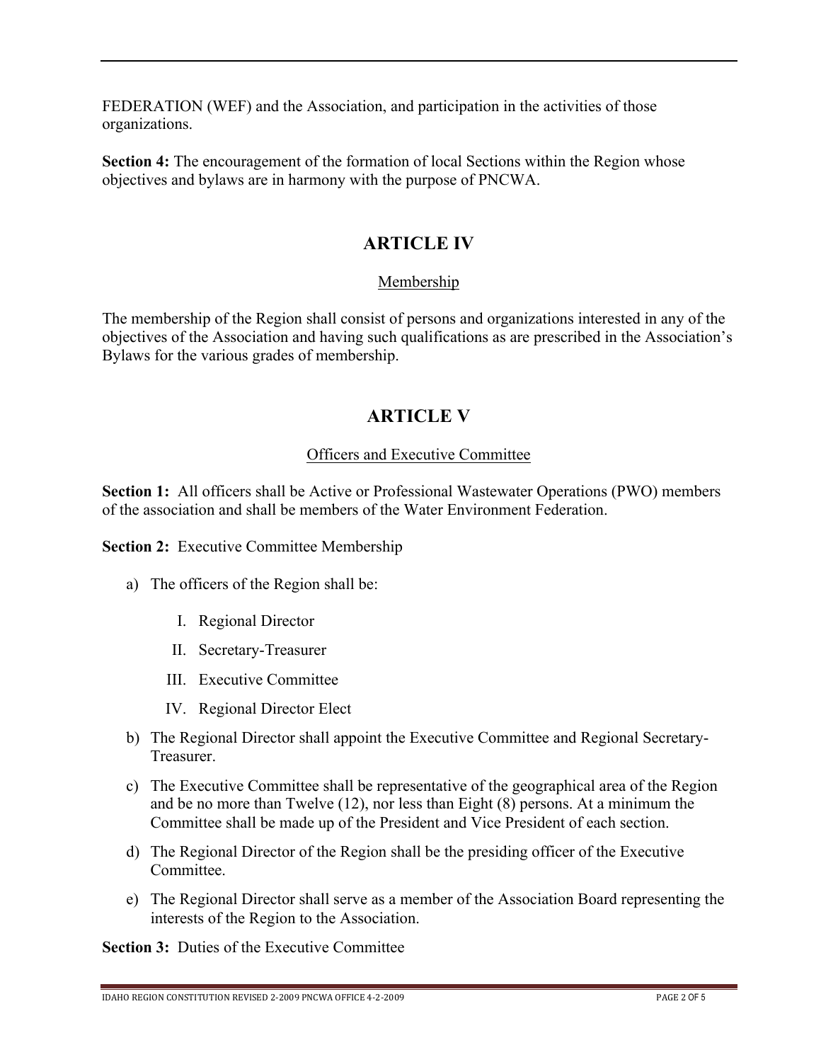FEDERATION (WEF) and the Association, and participation in the activities of those organizations.

**Section 4:** The encouragement of the formation of local Sections within the Region whose objectives and bylaws are in harmony with the purpose of PNCWA.

## ARTICLE IV

Membership

The membership of the Region shall consist of persons and organizations interested in any of the objectives of the Association and having such qualifications as are prescribed in the Association's Bylaws for the various grades of membership.

## ARTICLE V

Officers and Executive Committee

**Section 1:** All officers shall be Active or Professional Wastewater Operations (PWO) members of the association and shall be members of the Water Environment Federation.

**Section 2:** Executive Committee Membership

a) The officers of the Region shall be:

   I. Regional Director

   II. Secretary-Treasurer

   III. Executive Committee

   IV. Regional Director Elect

b) The Regional Director shall appoint the Executive Committee and Regional Secretary-Treasurer.

c) The Executive Committee shall be representative of the geographical area of the Region and be no more than Twelve (12), nor less than Eight (8) persons. At a minimum the Committee shall be made up of the President and Vice President of each section.

d) The Regional Director of the Region shall be the presiding officer of the Executive Committee.

e) The Regional Director shall serve as a member of the Association Board representing the interests of the Region to the Association.

**Section 3:** Duties of the Executive Committee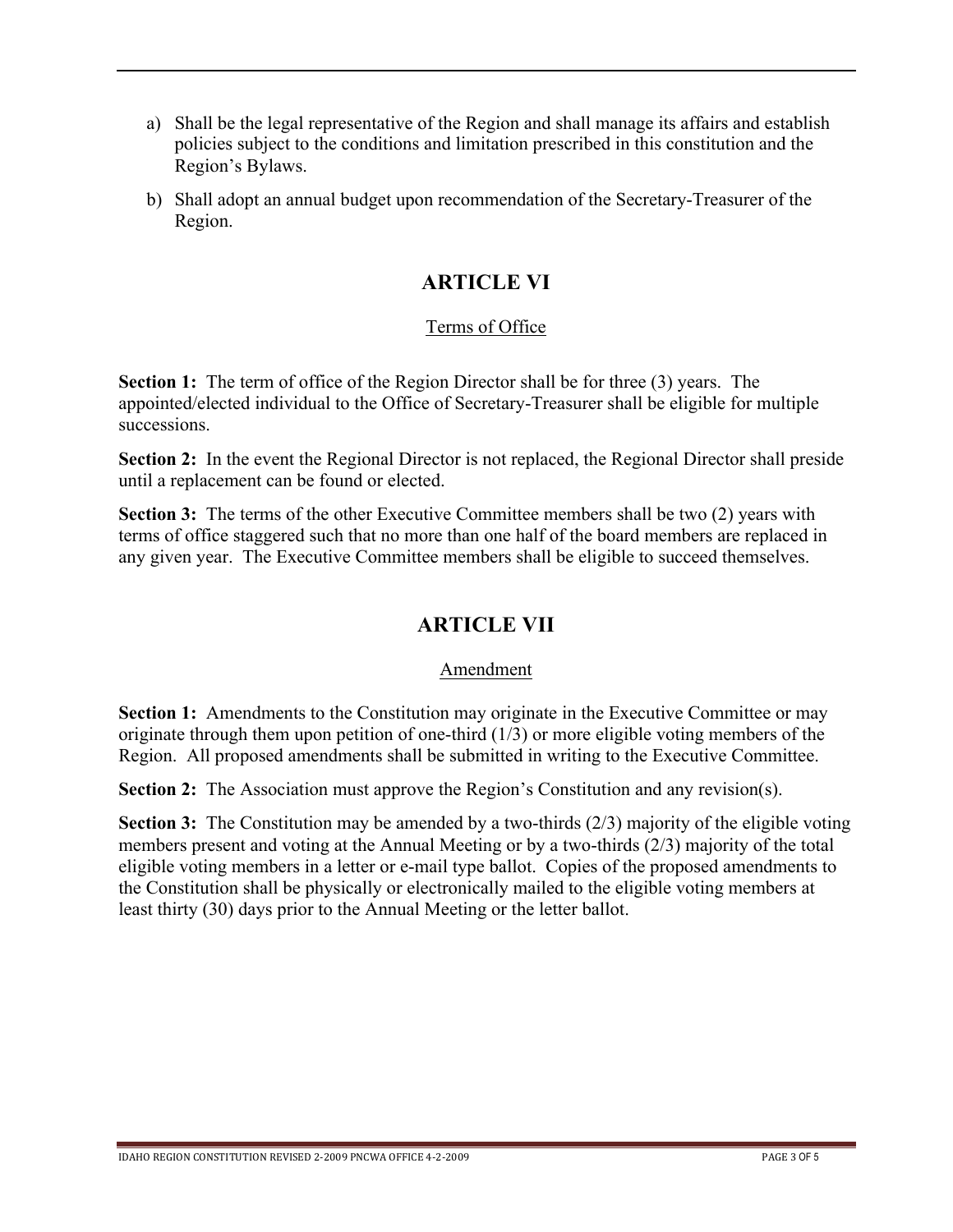a) Shall be the legal representative of the Region and shall manage its affairs and establish policies subject to the conditions and limitation prescribed in this constitution and the Region's Bylaws.

b) Shall adopt an annual budget upon recommendation of the Secretary-Treasurer of the Region.

## ARTICLE VI

Terms of Office

**Section 1:** The term of office of the Region Director shall be for three (3) years. The appointed/elected individual to the Office of Secretary-Treasurer shall be eligible for multiple successions.

**Section 2:** In the event the Regional Director is not replaced, the Regional Director shall preside until a replacement can be found or elected.

**Section 3:** The terms of the other Executive Committee members shall be two (2) years with terms of office staggered such that no more than one half of the board members are replaced in any given year. The Executive Committee members shall be eligible to succeed themselves.

## ARTICLE VII

Amendment

**Section 1:** Amendments to the Constitution may originate in the Executive Committee or may originate through them upon petition of one-third (1/3) or more eligible voting members of the Region. All proposed amendments shall be submitted in writing to the Executive Committee.

**Section 2:** The Association must approve the Region's Constitution and any revision(s).

**Section 3:** The Constitution may be amended by a two-thirds (2/3) majority of the eligible voting members present and voting at the Annual Meeting or by a two-thirds (2/3) majority of the total eligible voting members in a letter or e-mail type ballot. Copies of the proposed amendments to the Constitution shall be physically or electronically mailed to the eligible voting members at least thirty (30) days prior to the Annual Meeting or the letter ballot.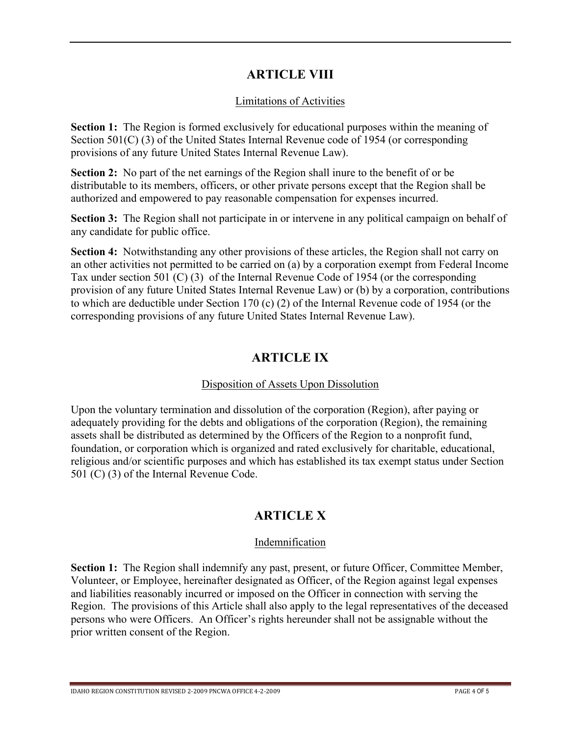## ARTICLE VIII

Limitations of Activities

**Section 1:** The Region is formed exclusively for educational purposes within the meaning of Section 501(C) (3) of the United States Internal Revenue code of 1954 (or corresponding provisions of any future United States Internal Revenue Law).

**Section 2:** No part of the net earnings of the Region shall inure to the benefit of or be distributable to its members, officers, or other private persons except that the Region shall be authorized and empowered to pay reasonable compensation for expenses incurred.

**Section 3:** The Region shall not participate in or intervene in any political campaign on behalf of any candidate for public office.

**Section 4:** Notwithstanding any other provisions of these articles, the Region shall not carry on an other activities not permitted to be carried on (a) by a corporation exempt from Federal Income Tax under section 501 (C) (3) of the Internal Revenue Code of 1954 (or the corresponding provision of any future United States Internal Revenue Law) or (b) by a corporation, contributions to which are deductible under Section 170 (c) (2) of the Internal Revenue code of 1954 (or the corresponding provisions of any future United States Internal Revenue Law).

## ARTICLE IX

Disposition of Assets Upon Dissolution

Upon the voluntary termination and dissolution of the corporation (Region), after paying or adequately providing for the debts and obligations of the corporation (Region), the remaining assets shall be distributed as determined by the Officers of the Region to a nonprofit fund, foundation, or corporation which is organized and rated exclusively for charitable, educational, religious and/or scientific purposes and which has established its tax exempt status under Section 501 (C) (3) of the Internal Revenue Code.

## ARTICLE X

Indemnification

**Section 1:** The Region shall indemnify any past, present, or future Officer, Committee Member, Volunteer, or Employee, hereinafter designated as Officer, of the Region against legal expenses and liabilities reasonably incurred or imposed on the Officer in connection with serving the Region. The provisions of this Article shall also apply to the legal representatives of the deceased persons who were Officers. An Officer's rights hereunder shall not be assignable without the prior written consent of the Region.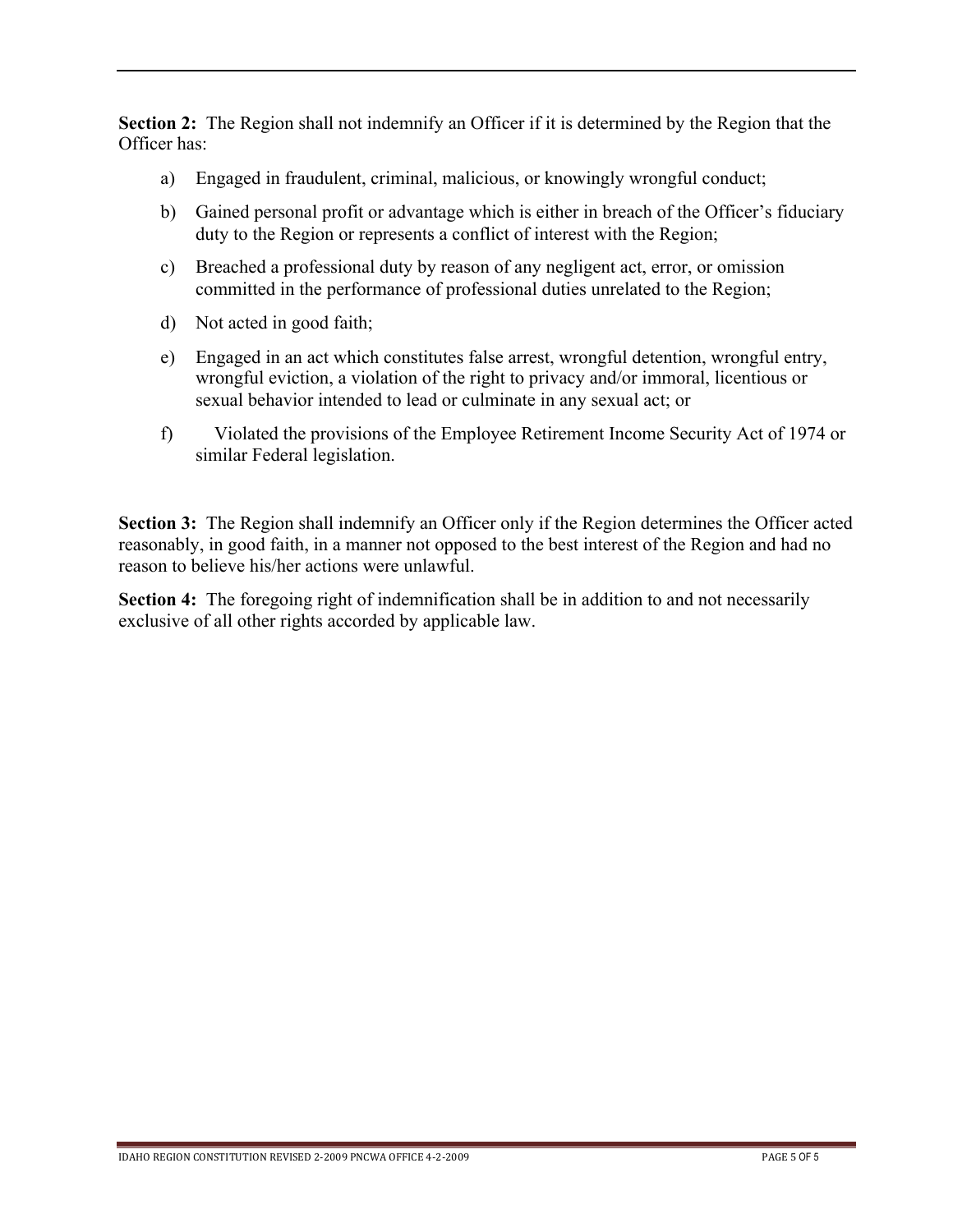**Section 2:** The Region shall not indemnify an Officer if it is determined by the Region that the Officer has:

a) Engaged in fraudulent, criminal, malicious, or knowingly wrongful conduct;

b) Gained personal profit or advantage which is either in breach of the Officer's fiduciary duty to the Region or represents a conflict of interest with the Region;

c) Breached a professional duty by reason of any negligent act, error, or omission committed in the performance of professional duties unrelated to the Region;

d) Not acted in good faith;

e) Engaged in an act which constitutes false arrest, wrongful detention, wrongful entry, wrongful eviction, a violation of the right to privacy and/or immoral, licentious or sexual behavior intended to lead or culminate in any sexual act; or

f) Violated the provisions of the Employee Retirement Income Security Act of 1974 or similar Federal legislation.

**Section 3:** The Region shall indemnify an Officer only if the Region determines the Officer acted reasonably, in good faith, in a manner not opposed to the best interest of the Region and had no reason to believe his/her actions were unlawful.

**Section 4:** The foregoing right of indemnification shall be in addition to and not necessarily exclusive of all other rights accorded by applicable law.